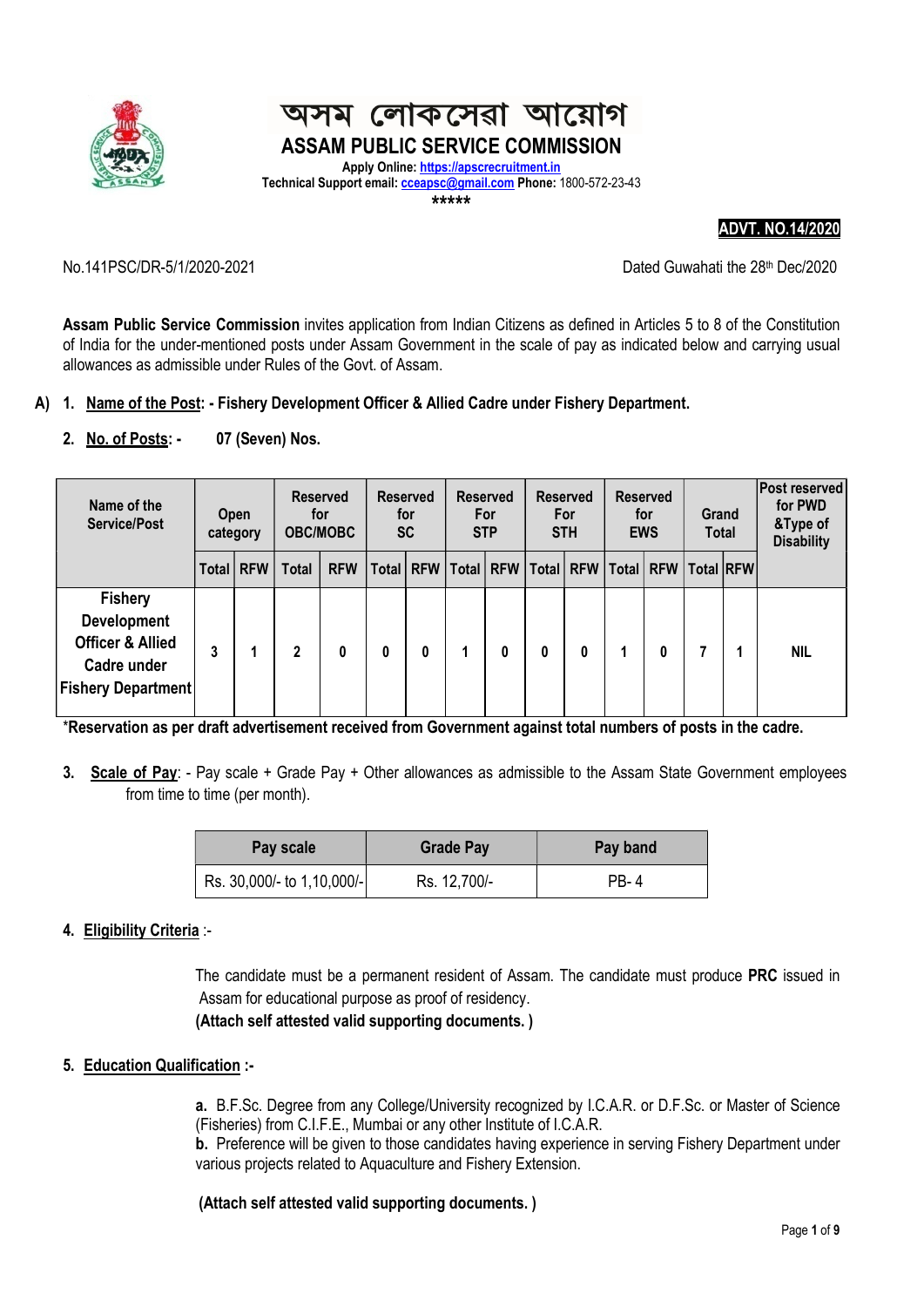# অসম লোকসেৱা আয়োগ

## ASSAM PUBLIC SERVICE COMMISSION

**Apply Online:** **https://apscrecruitment.in**
**Technical Support email:** **cceapsc@gmail.com** **Phone:** 1800-572-23-43

*****

**ADVT. NO.14/2020**

No.141PSC/DR-5/1/2020-2021 Dated Guwahati the 28th Dec/2020

**Assam Public Service Commission** invites application from Indian Citizens as defined in Articles 5 to 8 of the Constitution of India for the under-mentioned posts under Assam Government in the scale of pay as indicated below and carrying usual allowances as admissible under Rules of the Govt. of Assam.

**A) 1. Name of the Post: - Fishery Development Officer & Allied Cadre under Fishery Department.**

**2. No. of Posts: - 07 (Seven) Nos.**

| Name of the Service/Post | Open category | | Reserved for OBC/MOBC | | Reserved for SC | | Reserved For STP | | Reserved For STH | | Reserved for EWS | | Grand Total | | Post reserved for PWD &Type of Disability |
|---|---|---|---|---|---|---|---|---|---|---|---|---|---|---|---|
| | Total | RFW | Total | RFW | Total | RFW | Total | RFW | Total | RFW | Total | RFW | Total | RFW | |
| Fishery Development Officer & Allied Cadre under Fishery Department | 3 | 1 | 2 | 0 | 0 | 0 | 1 | 0 | 0 | 0 | 1 | 0 | 7 | 1 | NIL |

***Reservation as per draft advertisement received from Government against total numbers of posts in the cadre.**

**3. Scale of Pay**: - Pay scale + Grade Pay + Other allowances as admissible to the Assam State Government employees from time to time (per month).

| Pay scale | Grade Pay | Pay band |
|---|---|---|
| Rs. 30,000/- to 1,10,000/- | Rs. 12,700/- | PB- 4 |

**4. Eligibility Criteria** :-

The candidate must be a permanent resident of Assam. The candidate must produce **PRC** issued in Assam for educational purpose as proof of residency.
**(Attach self attested valid supporting documents. )**

**5. Education Qualification :-**

**a.** B.F.Sc. Degree from any College/University recognized by I.C.A.R. or D.F.Sc. or Master of Science (Fisheries) from C.I.F.E., Mumbai or any other Institute of I.C.A.R.
**b.** Preference will be given to those candidates having experience in serving Fishery Department under various projects related to Aquaculture and Fishery Extension.

**(Attach self attested valid supporting documents. )**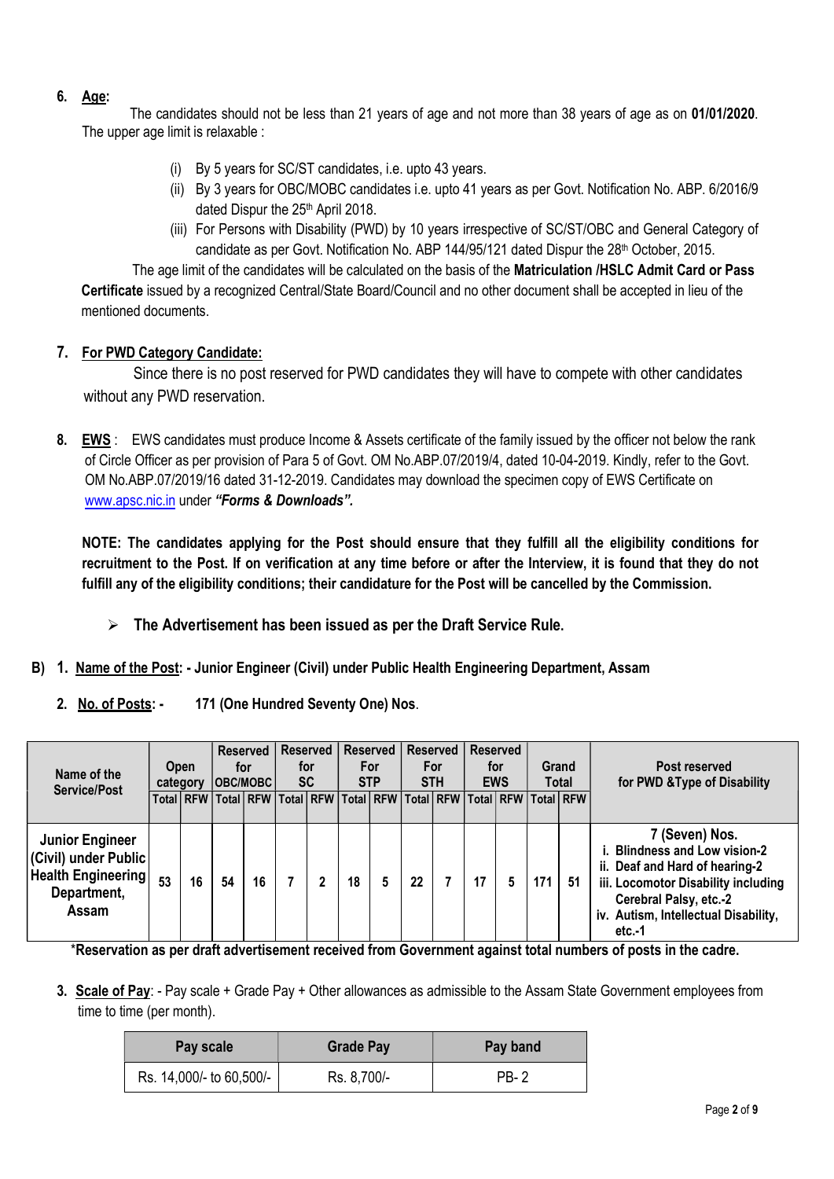6. **Age:**

The candidates should not be less than 21 years of age and not more than 38 years of age as on **01/01/2020**. The upper age limit is relaxable :

(i) By 5 years for SC/ST candidates, i.e. upto 43 years.

(ii) By 3 years for OBC/MOBC candidates i.e. upto 41 years as per Govt. Notification No. ABP. 6/2016/9 dated Dispur the 25th April 2018.

(iii) For Persons with Disability (PWD) by 10 years irrespective of SC/ST/OBC and General Category of candidate as per Govt. Notification No. ABP 144/95/121 dated Dispur the 28th October, 2015.

The age limit of the candidates will be calculated on the basis of the **Matriculation /HSLC Admit Card or Pass Certificate** issued by a recognized Central/State Board/Council and no other document shall be accepted in lieu of the mentioned documents.

7. **For PWD Category Candidate:**

Since there is no post reserved for PWD candidates they will have to compete with other candidates without any PWD reservation.

8. **EWS** : EWS candidates must produce Income & Assets certificate of the family issued by the officer not below the rank of Circle Officer as per provision of Para 5 of Govt. OM No.ABP.07/2019/4, dated 10-04-2019. Kindly, refer to the Govt. OM No.ABP.07/2019/16 dated 31-12-2019. Candidates may download the specimen copy of EWS Certificate on www.apsc.nic.in under ***"Forms & Downloads".***

**NOTE: The candidates applying for the Post should ensure that they fulfill all the eligibility conditions for recruitment to the Post. If on verification at any time before or after the Interview, it is found that they do not fulfill any of the eligibility conditions; their candidature for the Post will be cancelled by the Commission.**

- **The Advertisement has been issued as per the Draft Service Rule.**

**B) 1. Name of the Post: - Junior Engineer (Civil) under Public Health Engineering Department, Assam**

2. **No. of Posts: - 171 (One Hundred Seventy One) Nos**.

| Name of the Service/Post | Open category | | Reserved for OBC/MOBC | | Reserved for SC | | Reserved For STP | | Reserved For STH | | Reserved for EWS | | Grand Total | | Post reserved for PWD &Type of Disability |
|---|---|---|---|---|---|---|---|---|---|---|---|---|---|---|---|
| | Total | RFW | Total | RFW | Total | RFW | Total | RFW | Total | RFW | Total | RFW | Total | RFW | |
| Junior Engineer (Civil) under Public Health Engineering Department, Assam | 53 | 16 | 54 | 16 | 7 | 2 | 18 | 5 | 22 | 7 | 17 | 5 | 171 | 51 | 7 (Seven) Nos. i. Blindness and Low vision-2 ii. Deaf and Hard of hearing-2 iii. Locomotor Disability including Cerebral Palsy, etc.-2 iv. Autism, Intellectual Disability, etc.-1 |

***Reservation as per draft advertisement received from Government against total numbers of posts in the cadre.**

3. **Scale of Pay**: - Pay scale + Grade Pay + Other allowances as admissible to the Assam State Government employees from time to time (per month).

| Pay scale | Grade Pay | Pay band |
|---|---|---|
| Rs. 14,000/- to 60,500/- | Rs. 8,700/- | PB- 2 |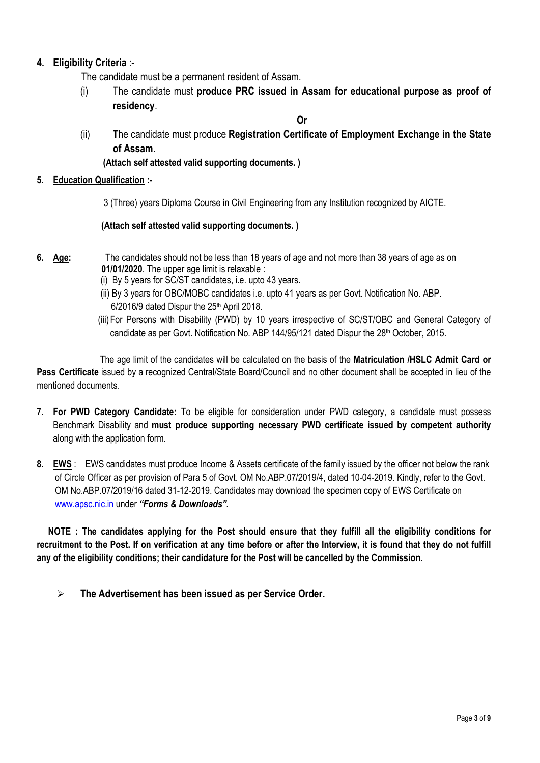4. **Eligibility Criteria** :-

   The candidate must be a permanent resident of Assam.

   (i) The candidate must **produce PRC issued in Assam for educational purpose as proof of residency**.

   **Or**

   (ii) **T**he candidate must produce **Registration Certificate of Employment Exchange in the State of Assam**.

   **(Attach self attested valid supporting documents. )**

5. **Education Qualification :-**

   3 (Three) years Diploma Course in Civil Engineering from any Institution recognized by AICTE.

   **(Attach self attested valid supporting documents. )**

6. **Age:** The candidates should not be less than 18 years of age and not more than 38 years of age as on **01/01/2020**. The upper age limit is relaxable :

   (i) By 5 years for SC/ST candidates, i.e. upto 43 years.

   (ii) By 3 years for OBC/MOBC candidates i.e. upto 41 years as per Govt. Notification No. ABP. 6/2016/9 dated Dispur the 25th April 2018.

   (iii) For Persons with Disability (PWD) by 10 years irrespective of SC/ST/OBC and General Category of candidate as per Govt. Notification No. ABP 144/95/121 dated Dispur the 28th October, 2015.

The age limit of the candidates will be calculated on the basis of the **Matriculation /HSLC Admit Card or Pass Certificate** issued by a recognized Central/State Board/Council and no other document shall be accepted in lieu of the mentioned documents.

7. **For PWD Category Candidate:** To be eligible for consideration under PWD category, a candidate must possess Benchmark Disability and **must produce supporting necessary PWD certificate issued by competent authority** along with the application form.

8. **EWS** : EWS candidates must produce Income & Assets certificate of the family issued by the officer not below the rank of Circle Officer as per provision of Para 5 of Govt. OM No.ABP.07/2019/4, dated 10-04-2019. Kindly, refer to the Govt. OM No.ABP.07/2019/16 dated 31-12-2019. Candidates may download the specimen copy of EWS Certificate on www.apsc.nic.in under ***"Forms & Downloads".***

**NOTE : The candidates applying for the Post should ensure that they fulfill all the eligibility conditions for recruitment to the Post. If on verification at any time before or after the Interview, it is found that they do not fulfill any of the eligibility conditions; their candidature for the Post will be cancelled by the Commission.**

- **The Advertisement has been issued as per Service Order.**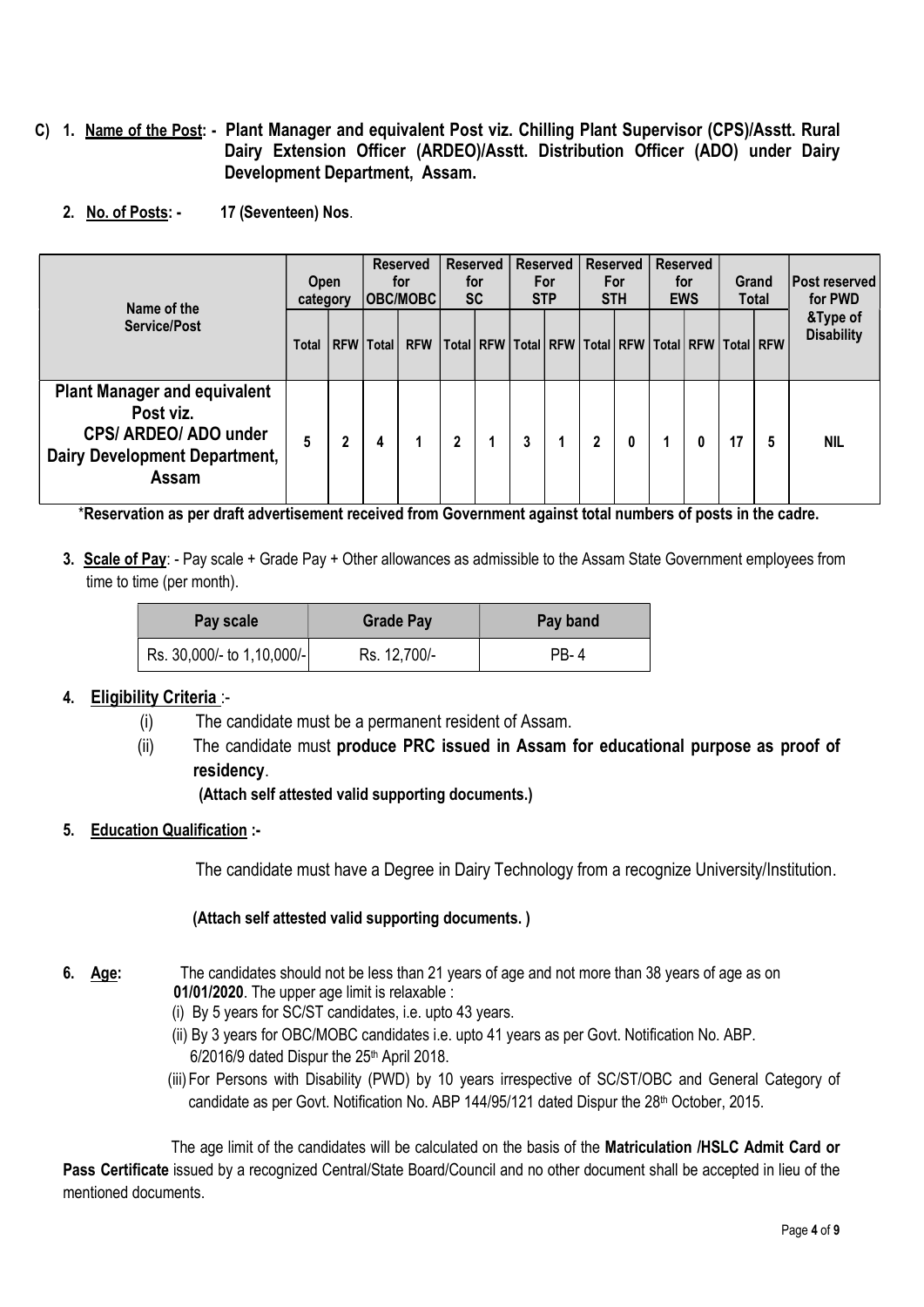**C) 1. Name of the Post: - Plant Manager and equivalent Post viz. Chilling Plant Supervisor (CPS)/Asstt. Rural Dairy Extension Officer (ARDEO)/Asstt. Distribution Officer (ADO) under Dairy Development Department, Assam.**

**2. No. of Posts: - 17 (Seventeen) Nos**.

| Name of the Service/Post | Open category | | Reserved for OBC/MOBC | | Reserved for SC | | Reserved For STP | | Reserved For STH | | Reserved for EWS | | Grand Total | | Post reserved for PWD &Type of Disability |
|---|---|---|---|---|---|---|---|---|---|---|---|---|---|---|---|
| | Total | RFW | Total | RFW | Total | RFW | Total | RFW | Total | RFW | Total | RFW | Total | RFW | |
| **Plant Manager and equivalent Post viz. CPS/ ARDEO/ ADO under Dairy Development Department, Assam** | 5 | 2 | 4 | 1 | 2 | 1 | 3 | 1 | 2 | 0 | 1 | 0 | 17 | 5 | NIL |

\***Reservation as per draft advertisement received from Government against total numbers of posts in the cadre.**

**3. Scale of Pay**: - Pay scale + Grade Pay + Other allowances as admissible to the Assam State Government employees from time to time (per month).

| Pay scale | Grade Pay | Pay band |
|---|---|---|
| Rs. 30,000/- to 1,10,000/- | Rs. 12,700/- | PB- 4 |

**4. Eligibility Criteria** :-

(i) The candidate must be a permanent resident of Assam.

(ii) The candidate must **produce PRC issued in Assam for educational purpose as proof of residency**.

**(Attach self attested valid supporting documents.)**

**5. Education Qualification :-**

The candidate must have a Degree in Dairy Technology from a recognize University/Institution.

**(Attach self attested valid supporting documents. )**

**6. Age:** The candidates should not be less than 21 years of age and not more than 38 years of age as on **01/01/2020**. The upper age limit is relaxable :

(i) By 5 years for SC/ST candidates, i.e. upto 43 years.

(ii) By 3 years for OBC/MOBC candidates i.e. upto 41 years as per Govt. Notification No. ABP. 6/2016/9 dated Dispur the 25th April 2018.

(iii) For Persons with Disability (PWD) by 10 years irrespective of SC/ST/OBC and General Category of candidate as per Govt. Notification No. ABP 144/95/121 dated Dispur the 28th October, 2015.

The age limit of the candidates will be calculated on the basis of the **Matriculation /HSLC Admit Card or Pass Certificate** issued by a recognized Central/State Board/Council and no other document shall be accepted in lieu of the mentioned documents.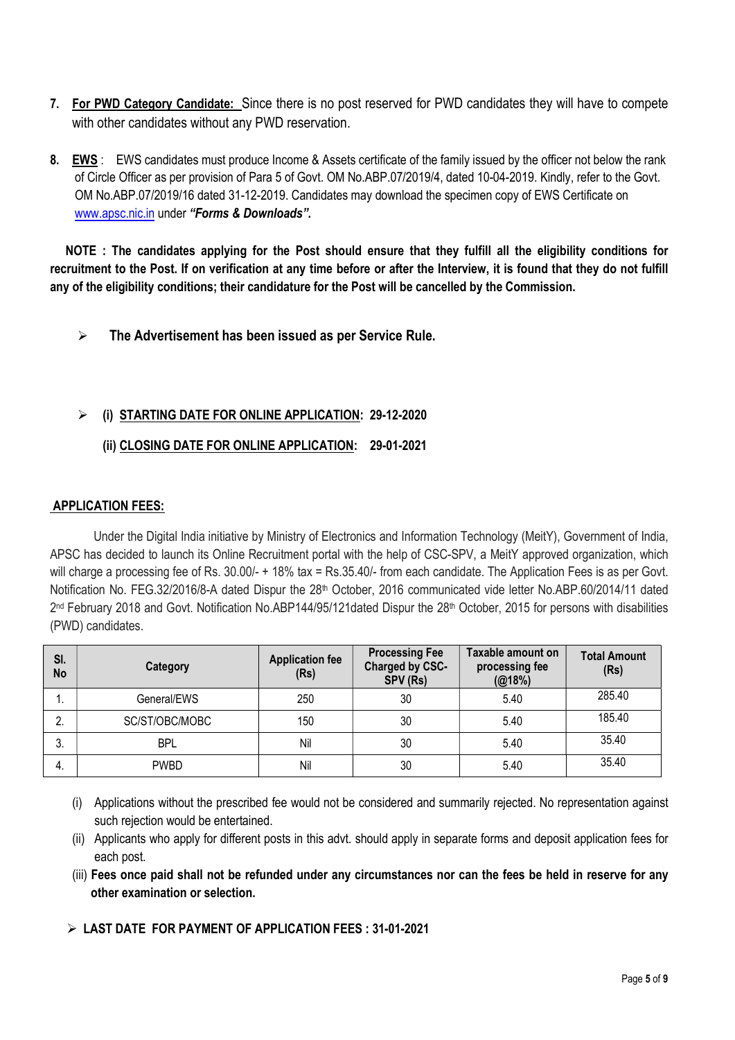7. **For PWD Category Candidate:** Since there is no post reserved for PWD candidates they will have to compete with other candidates without any PWD reservation.

8. **EWS** : EWS candidates must produce Income & Assets certificate of the family issued by the officer not below the rank of Circle Officer as per provision of Para 5 of Govt. OM No.ABP.07/2019/4, dated 10-04-2019. Kindly, refer to the Govt. OM No.ABP.07/2019/16 dated 31-12-2019. Candidates may download the specimen copy of EWS Certificate on www.apsc.nic.in under ***"Forms & Downloads".***

**NOTE : The candidates applying for the Post should ensure that they fulfill all the eligibility conditions for recruitment to the Post. If on verification at any time before or after the Interview, it is found that they do not fulfill any of the eligibility conditions; their candidature for the Post will be cancelled by the Commission.**

- **The Advertisement has been issued as per Service Rule.**

- **(i) STARTING DATE FOR ONLINE APPLICATION: 29-12-2020**

  **(ii) CLOSING DATE FOR ONLINE APPLICATION: 29-01-2021**

**APPLICATION FEES:**

Under the Digital India initiative by Ministry of Electronics and Information Technology (MeitY), Government of India, APSC has decided to launch its Online Recruitment portal with the help of CSC-SPV, a MeitY approved organization, which will charge a processing fee of Rs. 30.00/- + 18% tax = Rs.35.40/- from each candidate. The Application Fees is as per Govt. Notification No. FEG.32/2016/8-A dated Dispur the 28th October, 2016 communicated vide letter No.ABP.60/2014/11 dated 2nd February 2018 and Govt. Notification No.ABP144/95/121dated Dispur the 28th October, 2015 for persons with disabilities (PWD) candidates.

| Sl. No | Category | Application fee (Rs) | Processing Fee Charged by CSC-SPV (Rs) | Taxable amount on processing fee (@18%) | Total Amount (Rs) |
|---|---|---|---|---|---|
| 1. | General/EWS | 250 | 30 | 5.40 | 285.40 |
| 2. | SC/ST/OBC/MOBC | 150 | 30 | 5.40 | 185.40 |
| 3. | BPL | Nil | 30 | 5.40 | 35.40 |
| 4. | PWBD | Nil | 30 | 5.40 | 35.40 |

(i) Applications without the prescribed fee would not be considered and summarily rejected. No representation against such rejection would be entertained.

(ii) Applicants who apply for different posts in this advt. should apply in separate forms and deposit application fees for each post.

(iii) **Fees once paid shall not be refunded under any circumstances nor can the fees be held in reserve for any other examination or selection.**

- **LAST DATE FOR PAYMENT OF APPLICATION FEES : 31-01-2021**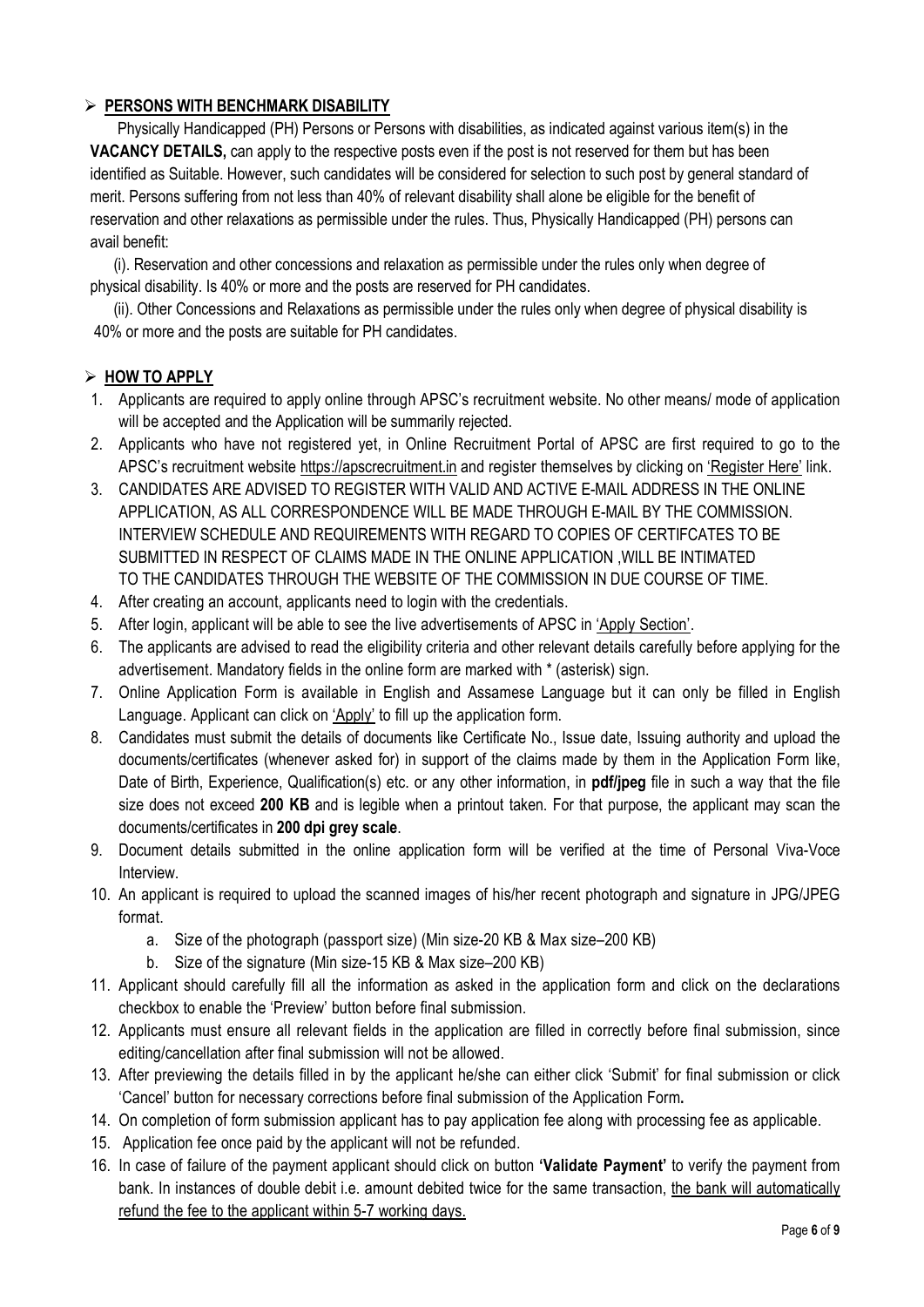## ➢ PERSONS WITH BENCHMARK DISABILITY

Physically Handicapped (PH) Persons or Persons with disabilities, as indicated against various item(s) in the **VACANCY DETAILS,** can apply to the respective posts even if the post is not reserved for them but has been identified as Suitable. However, such candidates will be considered for selection to such post by general standard of merit. Persons suffering from not less than 40% of relevant disability shall alone be eligible for the benefit of reservation and other relaxations as permissible under the rules. Thus, Physically Handicapped (PH) persons can avail benefit:

(i). Reservation and other concessions and relaxation as permissible under the rules only when degree of physical disability. Is 40% or more and the posts are reserved for PH candidates.

(ii). Other Concessions and Relaxations as permissible under the rules only when degree of physical disability is 40% or more and the posts are suitable for PH candidates.

## ➢ HOW TO APPLY

1. Applicants are required to apply online through APSC's recruitment website. No other means/ mode of application will be accepted and the Application will be summarily rejected.
2. Applicants who have not registered yet, in Online Recruitment Portal of APSC are first required to go to the APSC's recruitment website https://apscrecruitment.in and register themselves by clicking on 'Register Here' link.
3. CANDIDATES ARE ADVISED TO REGISTER WITH VALID AND ACTIVE E-MAIL ADDRESS IN THE ONLINE APPLICATION, AS ALL CORRESPONDENCE WILL BE MADE THROUGH E-MAIL BY THE COMMISSION. INTERVIEW SCHEDULE AND REQUIREMENTS WITH REGARD TO COPIES OF CERTIFCATES TO BE SUBMITTED IN RESPECT OF CLAIMS MADE IN THE ONLINE APPLICATION ,WILL BE INTIMATED TO THE CANDIDATES THROUGH THE WEBSITE OF THE COMMISSION IN DUE COURSE OF TIME.
4. After creating an account, applicants need to login with the credentials.
5. After login, applicant will be able to see the live advertisements of APSC in 'Apply Section'.
6. The applicants are advised to read the eligibility criteria and other relevant details carefully before applying for the advertisement. Mandatory fields in the online form are marked with * (asterisk) sign.
7. Online Application Form is available in English and Assamese Language but it can only be filled in English Language. Applicant can click on 'Apply' to fill up the application form.
8. Candidates must submit the details of documents like Certificate No., Issue date, Issuing authority and upload the documents/certificates (whenever asked for) in support of the claims made by them in the Application Form like, Date of Birth, Experience, Qualification(s) etc. or any other information, in **pdf/jpeg** file in such a way that the file size does not exceed **200 KB** and is legible when a printout taken. For that purpose, the applicant may scan the documents/certificates in **200 dpi grey scale**.
9. Document details submitted in the online application form will be verified at the time of Personal Viva-Voce Interview.
10. An applicant is required to upload the scanned images of his/her recent photograph and signature in JPG/JPEG format.
    a. Size of the photograph (passport size) (Min size-20 KB & Max size–200 KB)
    b. Size of the signature (Min size-15 KB & Max size–200 KB)
11. Applicant should carefully fill all the information as asked in the application form and click on the declarations checkbox to enable the 'Preview' button before final submission.
12. Applicants must ensure all relevant fields in the application are filled in correctly before final submission, since editing/cancellation after final submission will not be allowed.
13. After previewing the details filled in by the applicant he/she can either click 'Submit' for final submission or click 'Cancel' button for necessary corrections before final submission of the Application Form**.**
14. On completion of form submission applicant has to pay application fee along with processing fee as applicable.
15. Application fee once paid by the applicant will not be refunded.
16. In case of failure of the payment applicant should click on button **'Validate Payment'** to verify the payment from bank. In instances of double debit i.e. amount debited twice for the same transaction, the bank will automatically refund the fee to the applicant within 5-7 working days.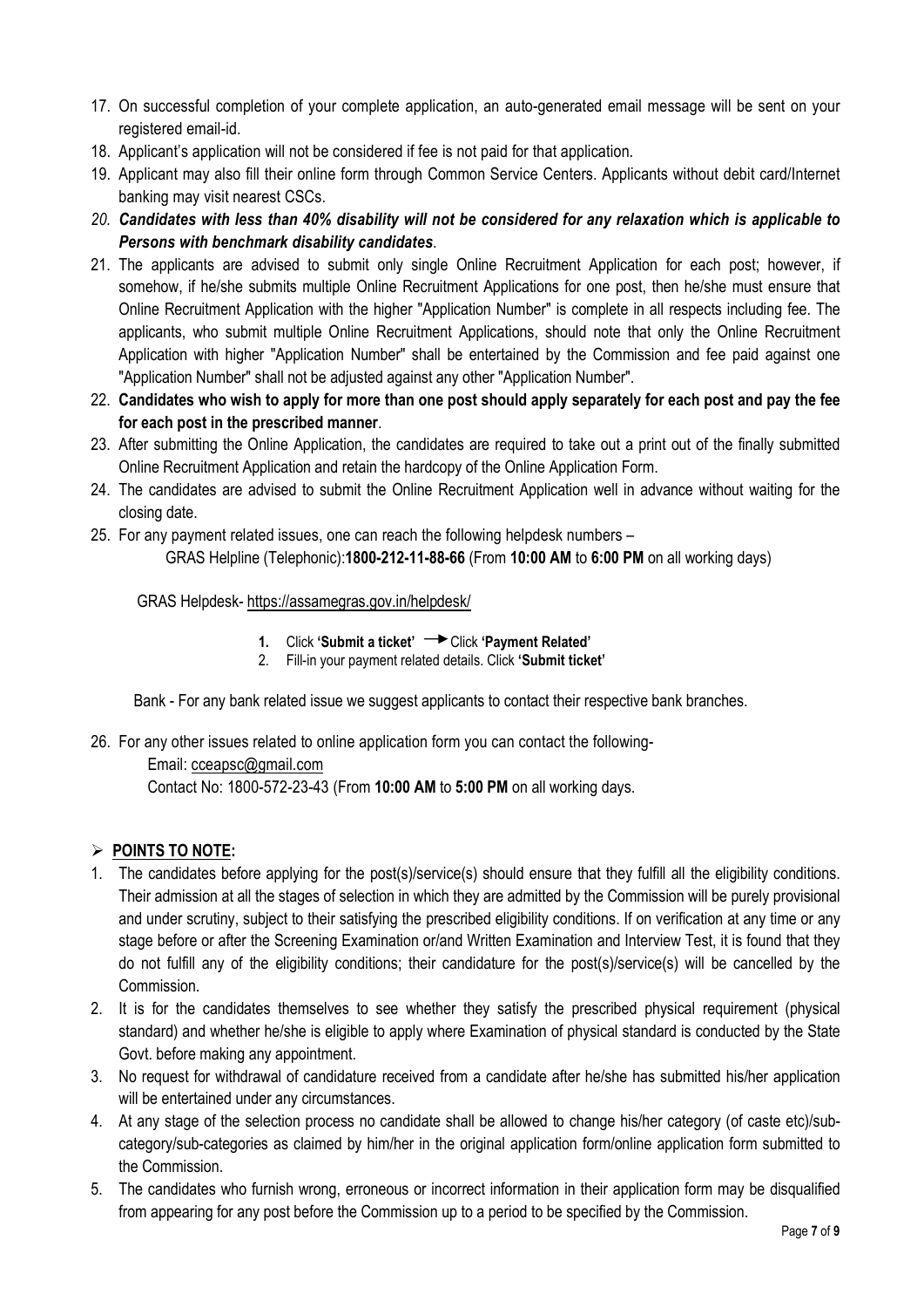17. On successful completion of your complete application, an auto-generated email message will be sent on your registered email-id.
18. Applicant's application will not be considered if fee is not paid for that application.
19. Applicant may also fill their online form through Common Service Centers. Applicants without debit card/Internet banking may visit nearest CSCs.
20. ***Candidates with less than 40% disability will not be considered for any relaxation which is applicable to Persons with benchmark disability candidates***.
21. The applicants are advised to submit only single Online Recruitment Application for each post; however, if somehow, if he/she submits multiple Online Recruitment Applications for one post, then he/she must ensure that Online Recruitment Application with the higher "Application Number" is complete in all respects including fee. The applicants, who submit multiple Online Recruitment Applications, should note that only the Online Recruitment Application with higher "Application Number" shall be entertained by the Commission and fee paid against one "Application Number" shall not be adjusted against any other "Application Number".
22. **Candidates who wish to apply for more than one post should apply separately for each post and pay the fee for each post in the prescribed manner**.
23. After submitting the Online Application, the candidates are required to take out a print out of the finally submitted Online Recruitment Application and retain the hardcopy of the Online Application Form.
24. The candidates are advised to submit the Online Recruitment Application well in advance without waiting for the closing date.
25. For any payment related issues, one can reach the following helpdesk numbers –

    GRAS Helpline (Telephonic):**1800-212-11-88-66** (From **10:00 AM** to **6:00 PM** on all working days)

    GRAS Helpdesk- https://assamegras.gov.in/helpdesk/

    1. Click **'Submit a ticket'** → Click **'Payment Related'**
    2. Fill-in your payment related details. Click **'Submit ticket'**

    Bank - For any bank related issue we suggest applicants to contact their respective bank branches.

26. For any other issues related to online application form you can contact the following-

    Email: cceapsc@gmail.com

    Contact No: 1800-572-23-43 (From **10:00 AM** to **5:00 PM** on all working days.

## ➢ POINTS TO NOTE:

1. The candidates before applying for the post(s)/service(s) should ensure that they fulfill all the eligibility conditions. Their admission at all the stages of selection in which they are admitted by the Commission will be purely provisional and under scrutiny, subject to their satisfying the prescribed eligibility conditions. If on verification at any time or any stage before or after the Screening Examination or/and Written Examination and Interview Test, it is found that they do not fulfill any of the eligibility conditions; their candidature for the post(s)/service(s) will be cancelled by the Commission.
2. It is for the candidates themselves to see whether they satisfy the prescribed physical requirement (physical standard) and whether he/she is eligible to apply where Examination of physical standard is conducted by the State Govt. before making any appointment.
3. No request for withdrawal of candidature received from a candidate after he/she has submitted his/her application will be entertained under any circumstances.
4. At any stage of the selection process no candidate shall be allowed to change his/her category (of caste etc)/sub-category/sub-categories as claimed by him/her in the original application form/online application form submitted to the Commission.
5. The candidates who furnish wrong, erroneous or incorrect information in their application form may be disqualified from appearing for any post before the Commission up to a period to be specified by the Commission.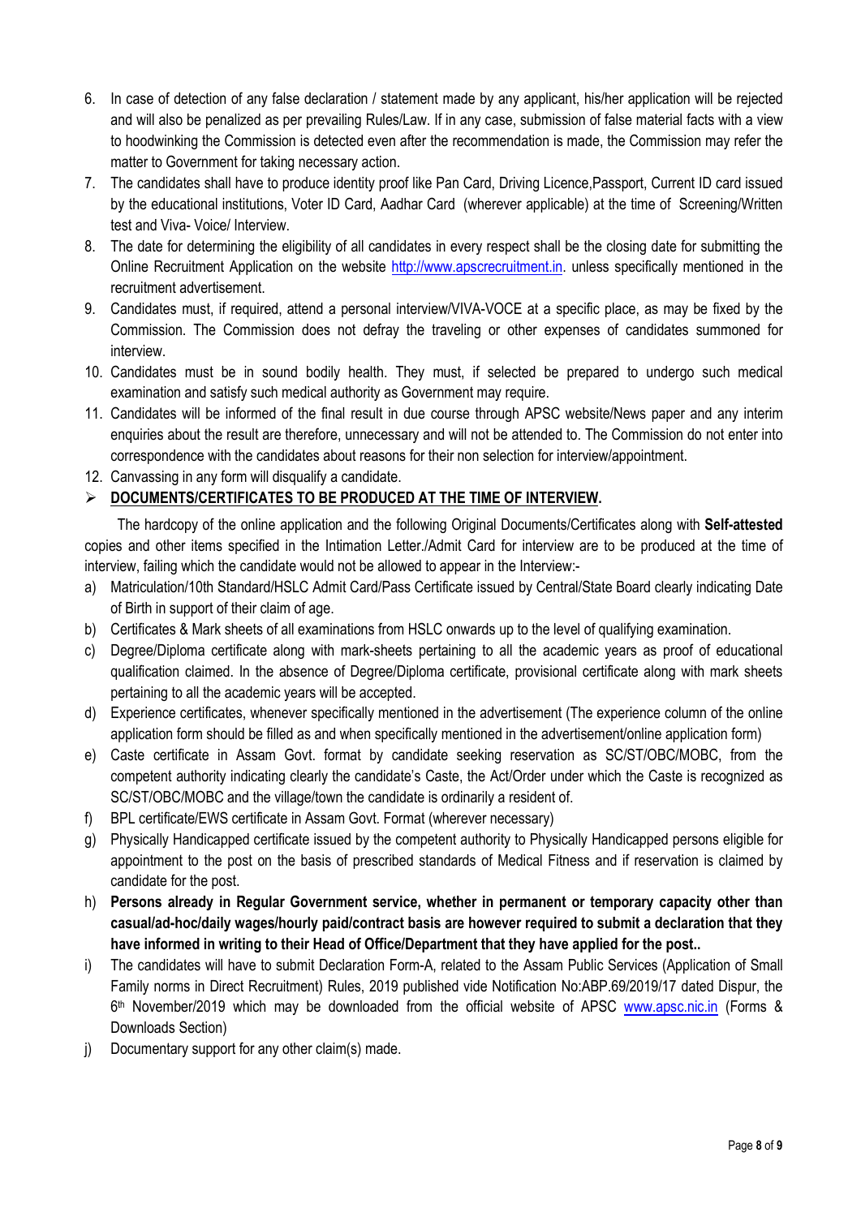6. In case of detection of any false declaration / statement made by any applicant, his/her application will be rejected and will also be penalized as per prevailing Rules/Law. If in any case, submission of false material facts with a view to hoodwinking the Commission is detected even after the recommendation is made, the Commission may refer the matter to Government for taking necessary action.
7. The candidates shall have to produce identity proof like Pan Card, Driving Licence,Passport, Current ID card issued by the educational institutions, Voter ID Card, Aadhar Card (wherever applicable) at the time of Screening/Written test and Viva- Voice/ Interview.
8. The date for determining the eligibility of all candidates in every respect shall be the closing date for submitting the Online Recruitment Application on the website http://www.apscrecruitment.in. unless specifically mentioned in the recruitment advertisement.
9. Candidates must, if required, attend a personal interview/VIVA-VOCE at a specific place, as may be fixed by the Commission. The Commission does not defray the traveling or other expenses of candidates summoned for interview.
10. Candidates must be in sound bodily health. They must, if selected be prepared to undergo such medical examination and satisfy such medical authority as Government may require.
11. Candidates will be informed of the final result in due course through APSC website/News paper and any interim enquiries about the result are therefore, unnecessary and will not be attended to. The Commission do not enter into correspondence with the candidates about reasons for their non selection for interview/appointment.
12. Canvassing in any form will disqualify a candidate.

- **DOCUMENTS/CERTIFICATES TO BE PRODUCED AT THE TIME OF INTERVIEW.**

The hardcopy of the online application and the following Original Documents/Certificates along with **Self-attested** copies and other items specified in the Intimation Letter./Admit Card for interview are to be produced at the time of interview, failing which the candidate would not be allowed to appear in the Interview:-

a) Matriculation/10th Standard/HSLC Admit Card/Pass Certificate issued by Central/State Board clearly indicating Date of Birth in support of their claim of age.
b) Certificates & Mark sheets of all examinations from HSLC onwards up to the level of qualifying examination.
c) Degree/Diploma certificate along with mark-sheets pertaining to all the academic years as proof of educational qualification claimed. In the absence of Degree/Diploma certificate, provisional certificate along with mark sheets pertaining to all the academic years will be accepted.
d) Experience certificates, whenever specifically mentioned in the advertisement (The experience column of the online application form should be filled as and when specifically mentioned in the advertisement/online application form)
e) Caste certificate in Assam Govt. format by candidate seeking reservation as SC/ST/OBC/MOBC, from the competent authority indicating clearly the candidate's Caste, the Act/Order under which the Caste is recognized as SC/ST/OBC/MOBC and the village/town the candidate is ordinarily a resident of.
f) BPL certificate/EWS certificate in Assam Govt. Format (wherever necessary)
g) Physically Handicapped certificate issued by the competent authority to Physically Handicapped persons eligible for appointment to the post on the basis of prescribed standards of Medical Fitness and if reservation is claimed by candidate for the post.
h) **Persons already in Regular Government service, whether in permanent or temporary capacity other than casual/ad-hoc/daily wages/hourly paid/contract basis are however required to submit a declaration that they have informed in writing to their Head of Office/Department that they have applied for the post..**
i) The candidates will have to submit Declaration Form-A, related to the Assam Public Services (Application of Small Family norms in Direct Recruitment) Rules, 2019 published vide Notification No:ABP.69/2019/17 dated Dispur, the 6th November/2019 which may be downloaded from the official website of APSC www.apsc.nic.in (Forms & Downloads Section)
j) Documentary support for any other claim(s) made.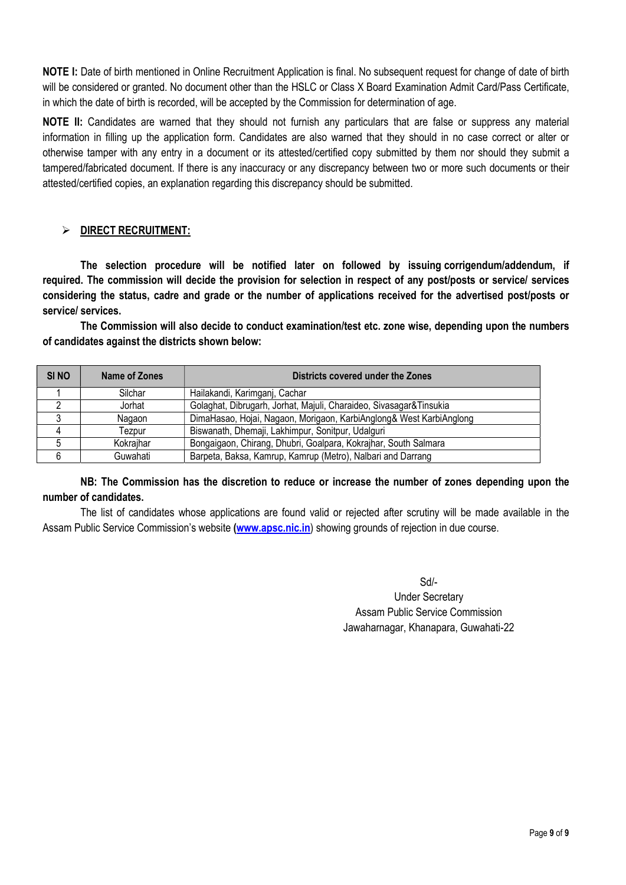**NOTE I:** Date of birth mentioned in Online Recruitment Application is final. No subsequent request for change of date of birth will be considered or granted. No document other than the HSLC or Class X Board Examination Admit Card/Pass Certificate, in which the date of birth is recorded, will be accepted by the Commission for determination of age.

**NOTE II:** Candidates are warned that they should not furnish any particulars that are false or suppress any material information in filling up the application form. Candidates are also warned that they should in no case correct or alter or otherwise tamper with any entry in a document or its attested/certified copy submitted by them nor should they submit a tampered/fabricated document. If there is any inaccuracy or any discrepancy between two or more such documents or their attested/certified copies, an explanation regarding this discrepancy should be submitted.

- **DIRECT RECRUITMENT:**

**The selection procedure will be notified later on followed by issuing corrigendum/addendum, if required. The commission will decide the provision for selection in respect of any post/posts or service/ services considering the status, cadre and grade or the number of applications received for the advertised post/posts or service/ services.**

**The Commission will also decide to conduct examination/test etc. zone wise, depending upon the numbers of candidates against the districts shown below:**

| Sl NO | Name of Zones | Districts covered under the Zones |
|---|---|---|
| 1 | Silchar | Hailakandi, Karimganj, Cachar |
| 2 | Jorhat | Golaghat, Dibrugarh, Jorhat, Majuli, Charaideo, Sivasagar&Tinsukia |
| 3 | Nagaon | DimaHasao, Hojai, Nagaon, Morigaon, KarbiAnglong& West KarbiAnglong |
| 4 | Tezpur | Biswanath, Dhemaji, Lakhimpur, Sonitpur, Udalguri |
| 5 | Kokrajhar | Bongaigaon, Chirang, Dhubri, Goalpara, Kokrajhar, South Salmara |
| 6 | Guwahati | Barpeta, Baksa, Kamrup, Kamrup (Metro), Nalbari and Darrang |

**NB: The Commission has the discretion to reduce or increase the number of zones depending upon the number of candidates.**

The list of candidates whose applications are found valid or rejected after scrutiny will be made available in the Assam Public Service Commission's website **(www.apsc.nic.in)** showing grounds of rejection in due course.

Sd/-
Under Secretary
Assam Public Service Commission
Jawaharnagar, Khanapara, Guwahati-22